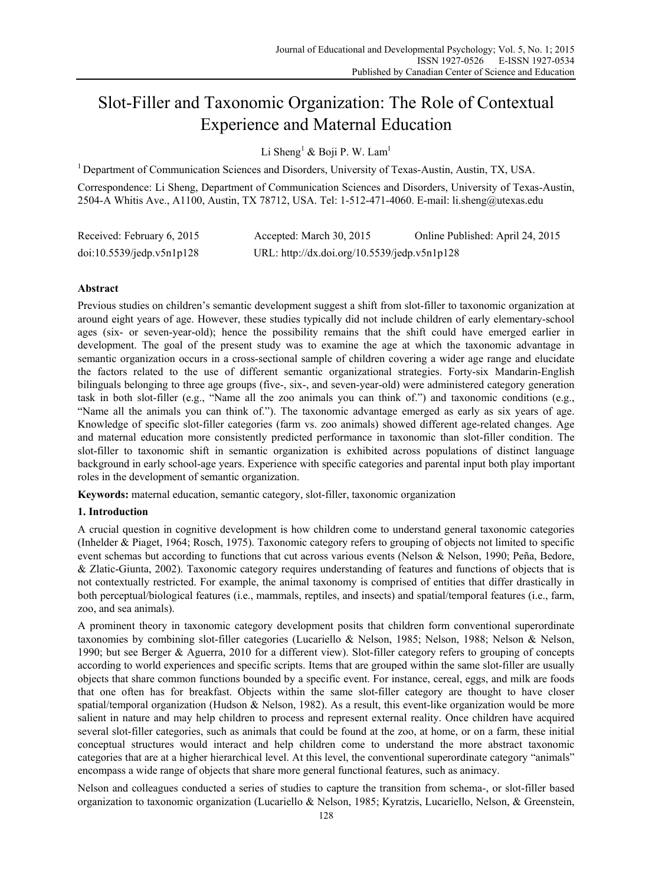# Slot-Filler and Taxonomic Organization: The Role of Contextual Experience and Maternal Education

Li Sheng[1] & Boji P. W. Lam[1]

[1] Department of Communication Sciences and Disorders, University of Texas-Austin, Austin, TX, USA.

Correspondence: Li Sheng, Department of Communication Sciences and Disorders, University of Texas-Austin, 2504-A Whitis Ave., A1100, Austin, TX 78712, USA. Tel: 1-512-471-4060. E-mail: li.sheng@utexas.edu

Received: February 6, 2015 Accepted: March 30, 2015 Online Published: April 24, 2015

doi:10.5539/jedp.v5n1p128 URL: http://dx.doi.org/10.5539/jedp.v5n1p128

**Abstract**

Previous studies on children's semantic development suggest a shift from slot-filler to taxonomic organization at around eight years of age. However, these studies typically did not include children of early elementary-school ages (six- or seven-year-old); hence the possibility remains that the shift could have emerged earlier in development. The goal of the present study was to examine the age at which the taxonomic advantage in semantic organization occurs in a cross-sectional sample of children covering a wider age range and elucidate the factors related to the use of different semantic organizational strategies. Forty-six Mandarin-English bilinguals belonging to three age groups (five-, six-, and seven-year-old) were administered category generation task in both slot-filler (e.g., "Name all the zoo animals you can think of.") and taxonomic conditions (e.g., "Name all the animals you can think of."). The taxonomic advantage emerged as early as six years of age. Knowledge of specific slot-filler categories (farm vs. zoo animals) showed different age-related changes. Age and maternal education more consistently predicted performance in taxonomic than slot-filler condition. The slot-filler to taxonomic shift in semantic organization is exhibited across populations of distinct language background in early school-age years. Experience with specific categories and parental input both play important roles in the development of semantic organization.

**Keywords:** maternal education, semantic category, slot-filler, taxonomic organization

## 1. Introduction

A crucial question in cognitive development is how children come to understand general taxonomic categories (Inhelder & Piaget, 1964; Rosch, 1975). Taxonomic category refers to grouping of objects not limited to specific event schemas but according to functions that cut across various events (Nelson & Nelson, 1990; Peña, Bedore, & Zlatic-Giunta, 2002). Taxonomic category requires understanding of features and functions of objects that is not contextually restricted. For example, the animal taxonomy is comprised of entities that differ drastically in both perceptual/biological features (i.e., mammals, reptiles, and insects) and spatial/temporal features (i.e., farm, zoo, and sea animals).

A prominent theory in taxonomic category development posits that children form conventional superordinate taxonomies by combining slot-filler categories (Lucariello & Nelson, 1985; Nelson, 1988; Nelson & Nelson, 1990; but see Berger & Aguerra, 2010 for a different view). Slot-filler category refers to grouping of concepts according to world experiences and specific scripts. Items that are grouped within the same slot-filler are usually objects that share common functions bounded by a specific event. For instance, cereal, eggs, and milk are foods that one often has for breakfast. Objects within the same slot-filler category are thought to have closer spatial/temporal organization (Hudson & Nelson, 1982). As a result, this event-like organization would be more salient in nature and may help children to process and represent external reality. Once children have acquired several slot-filler categories, such as animals that could be found at the zoo, at home, or on a farm, these initial conceptual structures would interact and help children come to understand the more abstract taxonomic categories that are at a higher hierarchical level. At this level, the conventional superordinate category "animals" encompass a wide range of objects that share more general functional features, such as animacy.

Nelson and colleagues conducted a series of studies to capture the transition from schema-, or slot-filler based organization to taxonomic organization (Lucariello & Nelson, 1985; Kyratzis, Lucariello, Nelson, & Greenstein,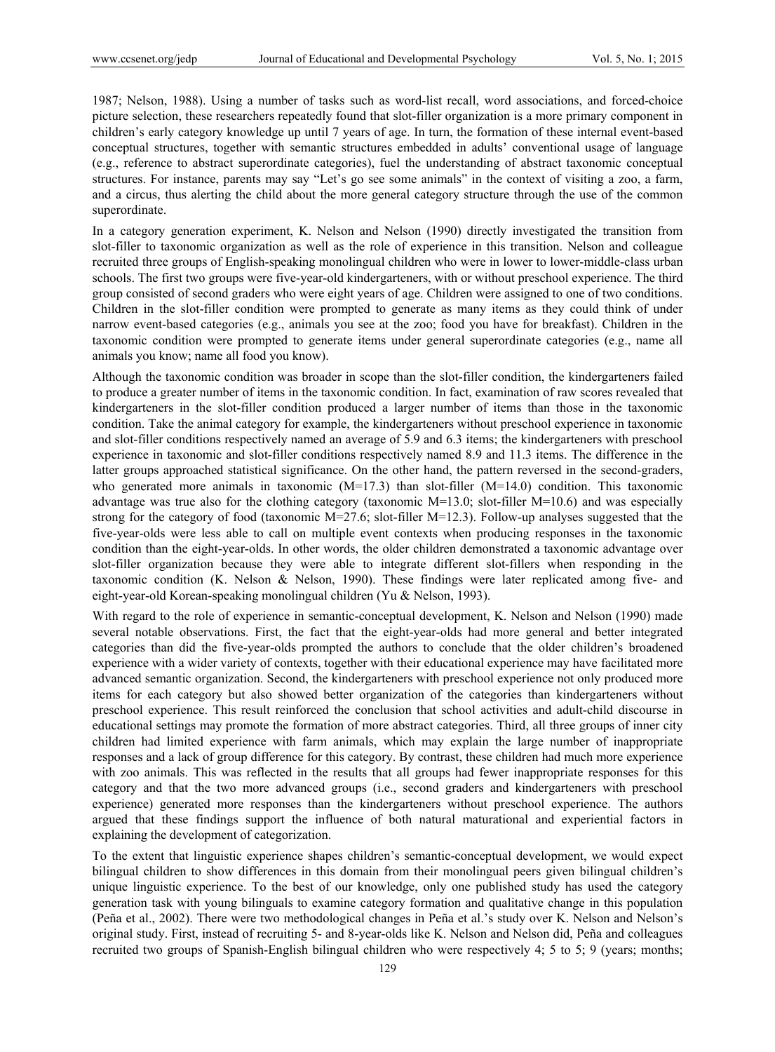1987; Nelson, 1988). Using a number of tasks such as word-list recall, word associations, and forced-choice picture selection, these researchers repeatedly found that slot-filler organization is a more primary component in children's early category knowledge up until 7 years of age. In turn, the formation of these internal event-based conceptual structures, together with semantic structures embedded in adults' conventional usage of language (e.g., reference to abstract superordinate categories), fuel the understanding of abstract taxonomic conceptual structures. For instance, parents may say "Let's go see some animals" in the context of visiting a zoo, a farm, and a circus, thus alerting the child about the more general category structure through the use of the common superordinate.

In a category generation experiment, K. Nelson and Nelson (1990) directly investigated the transition from slot-filler to taxonomic organization as well as the role of experience in this transition. Nelson and colleague recruited three groups of English-speaking monolingual children who were in lower to lower-middle-class urban schools. The first two groups were five-year-old kindergarteners, with or without preschool experience. The third group consisted of second graders who were eight years of age. Children were assigned to one of two conditions. Children in the slot-filler condition were prompted to generate as many items as they could think of under narrow event-based categories (e.g., animals you see at the zoo; food you have for breakfast). Children in the taxonomic condition were prompted to generate items under general superordinate categories (e.g., name all animals you know; name all food you know).

Although the taxonomic condition was broader in scope than the slot-filler condition, the kindergarteners failed to produce a greater number of items in the taxonomic condition. In fact, examination of raw scores revealed that kindergarteners in the slot-filler condition produced a larger number of items than those in the taxonomic condition. Take the animal category for example, the kindergarteners without preschool experience in taxonomic and slot-filler conditions respectively named an average of 5.9 and 6.3 items; the kindergarteners with preschool experience in taxonomic and slot-filler conditions respectively named 8.9 and 11.3 items. The difference in the latter groups approached statistical significance. On the other hand, the pattern reversed in the second-graders, who generated more animals in taxonomic ($M$=17.3) than slot-filler ($M$=14.0) condition. This taxonomic advantage was true also for the clothing category (taxonomic $M$=13.0; slot-filler $M$=10.6) and was especially strong for the category of food (taxonomic $M$=27.6; slot-filler $M$=12.3). Follow-up analyses suggested that the five-year-olds were less able to call on multiple event contexts when producing responses in the taxonomic condition than the eight-year-olds. In other words, the older children demonstrated a taxonomic advantage over slot-filler organization because they were able to integrate different slot-fillers when responding in the taxonomic condition (K. Nelson & Nelson, 1990). These findings were later replicated among five- and eight-year-old Korean-speaking monolingual children (Yu & Nelson, 1993).

With regard to the role of experience in semantic-conceptual development, K. Nelson and Nelson (1990) made several notable observations. First, the fact that the eight-year-olds had more general and better integrated categories than did the five-year-olds prompted the authors to conclude that the older children's broadened experience with a wider variety of contexts, together with their educational experience may have facilitated more advanced semantic organization. Second, the kindergarteners with preschool experience not only produced more items for each category but also showed better organization of the categories than kindergarteners without preschool experience. This result reinforced the conclusion that school activities and adult-child discourse in educational settings may promote the formation of more abstract categories. Third, all three groups of inner city children had limited experience with farm animals, which may explain the large number of inappropriate responses and a lack of group difference for this category. By contrast, these children had much more experience with zoo animals. This was reflected in the results that all groups had fewer inappropriate responses for this category and that the two more advanced groups (i.e., second graders and kindergarteners with preschool experience) generated more responses than the kindergarteners without preschool experience. The authors argued that these findings support the influence of both natural maturational and experiential factors in explaining the development of categorization.

To the extent that linguistic experience shapes children's semantic-conceptual development, we would expect bilingual children to show differences in this domain from their monolingual peers given bilingual children's unique linguistic experience. To the best of our knowledge, only one published study has used the category generation task with young bilinguals to examine category formation and qualitative change in this population (Peña et al., 2002). There were two methodological changes in Peña et al.'s study over K. Nelson and Nelson's original study. First, instead of recruiting 5- and 8-year-olds like K. Nelson and Nelson did, Peña and colleagues recruited two groups of Spanish-English bilingual children who were respectively 4; 5 to 5; 9 (years; months;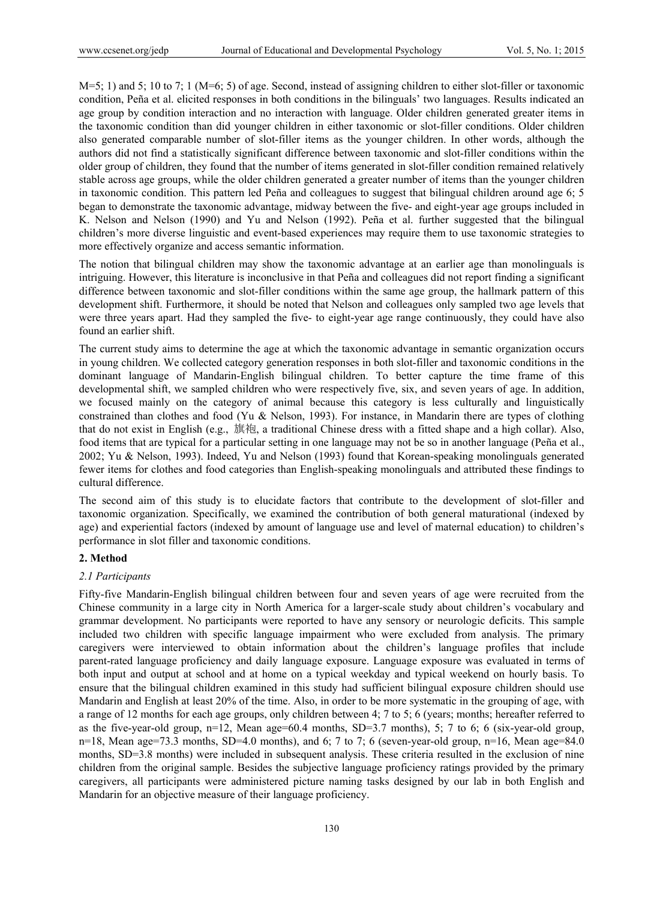M=5; 1) and 5; 10 to 7; 1 (M=6; 5) of age. Second, instead of assigning children to either slot-filler or taxonomic condition, Peña et al. elicited responses in both conditions in the bilinguals' two languages. Results indicated an age group by condition interaction and no interaction with language. Older children generated greater items in the taxonomic condition than did younger children in either taxonomic or slot-filler conditions. Older children also generated comparable number of slot-filler items as the younger children. In other words, although the authors did not find a statistically significant difference between taxonomic and slot-filler conditions within the older group of children, they found that the number of items generated in slot-filler condition remained relatively stable across age groups, while the older children generated a greater number of items than the younger children in taxonomic condition. This pattern led Peña and colleagues to suggest that bilingual children around age 6; 5 began to demonstrate the taxonomic advantage, midway between the five- and eight-year age groups included in K. Nelson and Nelson (1990) and Yu and Nelson (1992). Peña et al. further suggested that the bilingual children's more diverse linguistic and event-based experiences may require them to use taxonomic strategies to more effectively organize and access semantic information.

The notion that bilingual children may show the taxonomic advantage at an earlier age than monolinguals is intriguing. However, this literature is inconclusive in that Peña and colleagues did not report finding a significant difference between taxonomic and slot-filler conditions within the same age group, the hallmark pattern of this development shift. Furthermore, it should be noted that Nelson and colleagues only sampled two age levels that were three years apart. Had they sampled the five- to eight-year age range continuously, they could have also found an earlier shift.

The current study aims to determine the age at which the taxonomic advantage in semantic organization occurs in young children. We collected category generation responses in both slot-filler and taxonomic conditions in the dominant language of Mandarin-English bilingual children. To better capture the time frame of this developmental shift, we sampled children who were respectively five, six, and seven years of age. In addition, we focused mainly on the category of animal because this category is less culturally and linguistically constrained than clothes and food (Yu & Nelson, 1993). For instance, in Mandarin there are types of clothing that do not exist in English (e.g., 旗袍, a traditional Chinese dress with a fitted shape and a high collar). Also, food items that are typical for a particular setting in one language may not be so in another language (Peña et al., 2002; Yu & Nelson, 1993). Indeed, Yu and Nelson (1993) found that Korean-speaking monolinguals generated fewer items for clothes and food categories than English-speaking monolinguals and attributed these findings to cultural difference.

The second aim of this study is to elucidate factors that contribute to the development of slot-filler and taxonomic organization. Specifically, we examined the contribution of both general maturational (indexed by age) and experiential factors (indexed by amount of language use and level of maternal education) to children's performance in slot filler and taxonomic conditions.

## 2. Method

### *2.1 Participants*

Fifty-five Mandarin-English bilingual children between four and seven years of age were recruited from the Chinese community in a large city in North America for a larger-scale study about children's vocabulary and grammar development. No participants were reported to have any sensory or neurologic deficits. This sample included two children with specific language impairment who were excluded from analysis. The primary caregivers were interviewed to obtain information about the children's language profiles that include parent-rated language proficiency and daily language exposure. Language exposure was evaluated in terms of both input and output at school and at home on a typical weekday and typical weekend on hourly basis. To ensure that the bilingual children examined in this study had sufficient bilingual exposure children should use Mandarin and English at least 20% of the time. Also, in order to be more systematic in the grouping of age, with a range of 12 months for each age groups, only children between 4; 7 to 5; 6 (years; months; hereafter referred to as the five-year-old group, n=12, Mean age=60.4 months, SD=3.7 months), 5; 7 to 6; 6 (six-year-old group, n=18, Mean age=73.3 months, SD=4.0 months), and 6; 7 to 7; 6 (seven-year-old group, n=16, Mean age=84.0 months, SD=3.8 months) were included in subsequent analysis. These criteria resulted in the exclusion of nine children from the original sample. Besides the subjective language proficiency ratings provided by the primary caregivers, all participants were administered picture naming tasks designed by our lab in both English and Mandarin for an objective measure of their language proficiency.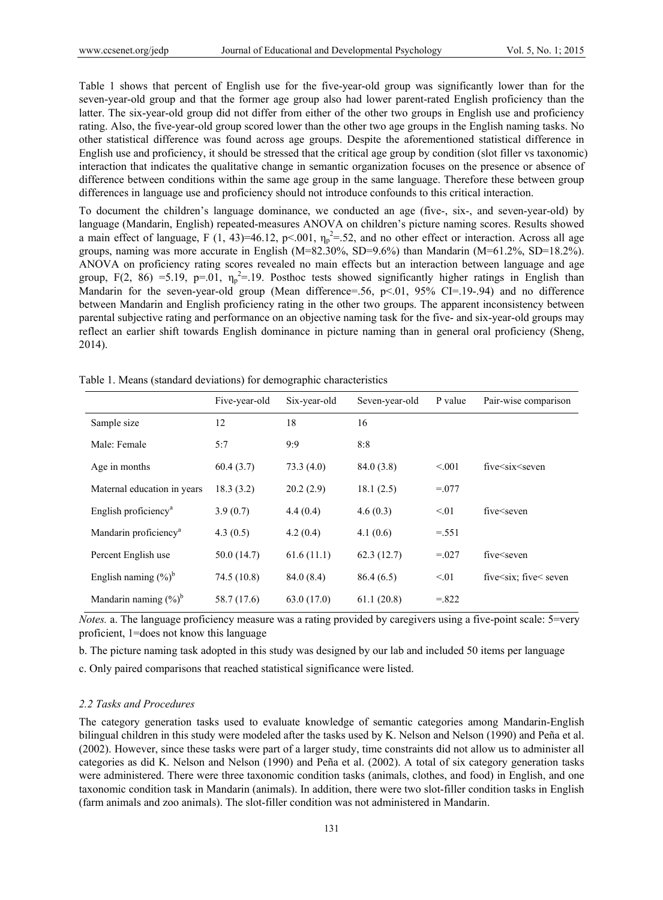Table 1 shows that percent of English use for the five-year-old group was significantly lower than for the seven-year-old group and that the former age group also had lower parent-rated English proficiency than the latter. The six-year-old group did not differ from either of the other two groups in English use and proficiency rating. Also, the five-year-old group scored lower than the other two age groups in the English naming tasks. No other statistical difference was found across age groups. Despite the aforementioned statistical difference in English use and proficiency, it should be stressed that the critical age group by condition (slot filler vs taxonomic) interaction that indicates the qualitative change in semantic organization focuses on the presence or absence of difference between conditions within the same age group in the same language. Therefore these between group differences in language use and proficiency should not introduce confounds to this critical interaction.

To document the children's language dominance, we conducted an age (five-, six-, and seven-year-old) by language (Mandarin, English) repeated-measures ANOVA on children's picture naming scores. Results showed a main effect of language, $F(1, 43)=46.12$, $p<.001$, $\eta_p^2=.52$, and no other effect or interaction. Across all age groups, naming was more accurate in English (M=82.30%, SD=9.6%) than Mandarin (M=61.2%, SD=18.2%). ANOVA on proficiency rating scores revealed no main effects but an interaction between language and age group, $F(2, 86)=5.19$, $p=.01$, $\eta_p^2=.19$. Posthoc tests showed significantly higher ratings in English than Mandarin for the seven-year-old group (Mean difference=.56, $p<.01$, 95% CI=.19-.94) and no difference between Mandarin and English proficiency rating in the other two groups. The apparent inconsistency between parental subjective rating and performance on an objective naming task for the five- and six-year-old groups may reflect an earlier shift towards English dominance in picture naming than in general oral proficiency (Sheng, 2014).

Table 1. Means (standard deviations) for demographic characteristics

| | Five-year-old | Six-year-old | Seven-year-old | P value | Pair-wise comparison |
|---|---|---|---|---|---|
| Sample size | 12 | 18 | 16 | | |
| Male: Female | 5:7 | 9:9 | 8:8 | | |
| Age in months | 60.4 (3.7) | 73.3 (4.0) | 84.0 (3.8) | <.001 | five<six<seven |
| Maternal education in years | 18.3 (3.2) | 20.2 (2.9) | 18.1 (2.5) | =.077 | |
| English proficiency[a] | 3.9 (0.7) | 4.4 (0.4) | 4.6 (0.3) | <.01 | five<seven |
| Mandarin proficiency[a] | 4.3 (0.5) | 4.2 (0.4) | 4.1 (0.6) | =.551 | |
| Percent English use | 50.0 (14.7) | 61.6 (11.1) | 62.3 (12.7) | =.027 | five<seven |
| English naming (%)[b] | 74.5 (10.8) | 84.0 (8.4) | 86.4 (6.5) | <.01 | five<six; five< seven |
| Mandarin naming (%)[b] | 58.7 (17.6) | 63.0 (17.0) | 61.1 (20.8) | =.822 | |

*Notes.* a. The language proficiency measure was a rating provided by caregivers using a five-point scale: 5=very proficient, 1=does not know this language

b. The picture naming task adopted in this study was designed by our lab and included 50 items per language

c. Only paired comparisons that reached statistical significance were listed.

### *2.2 Tasks and Procedures*

The category generation tasks used to evaluate knowledge of semantic categories among Mandarin-English bilingual children in this study were modeled after the tasks used by K. Nelson and Nelson (1990) and Peña et al. (2002). However, since these tasks were part of a larger study, time constraints did not allow us to administer all categories as did K. Nelson and Nelson (1990) and Peña et al. (2002). A total of six category generation tasks were administered. There were three taxonomic condition tasks (animals, clothes, and food) in English, and one taxonomic condition task in Mandarin (animals). In addition, there were two slot-filler condition tasks in English (farm animals and zoo animals). The slot-filler condition was not administered in Mandarin.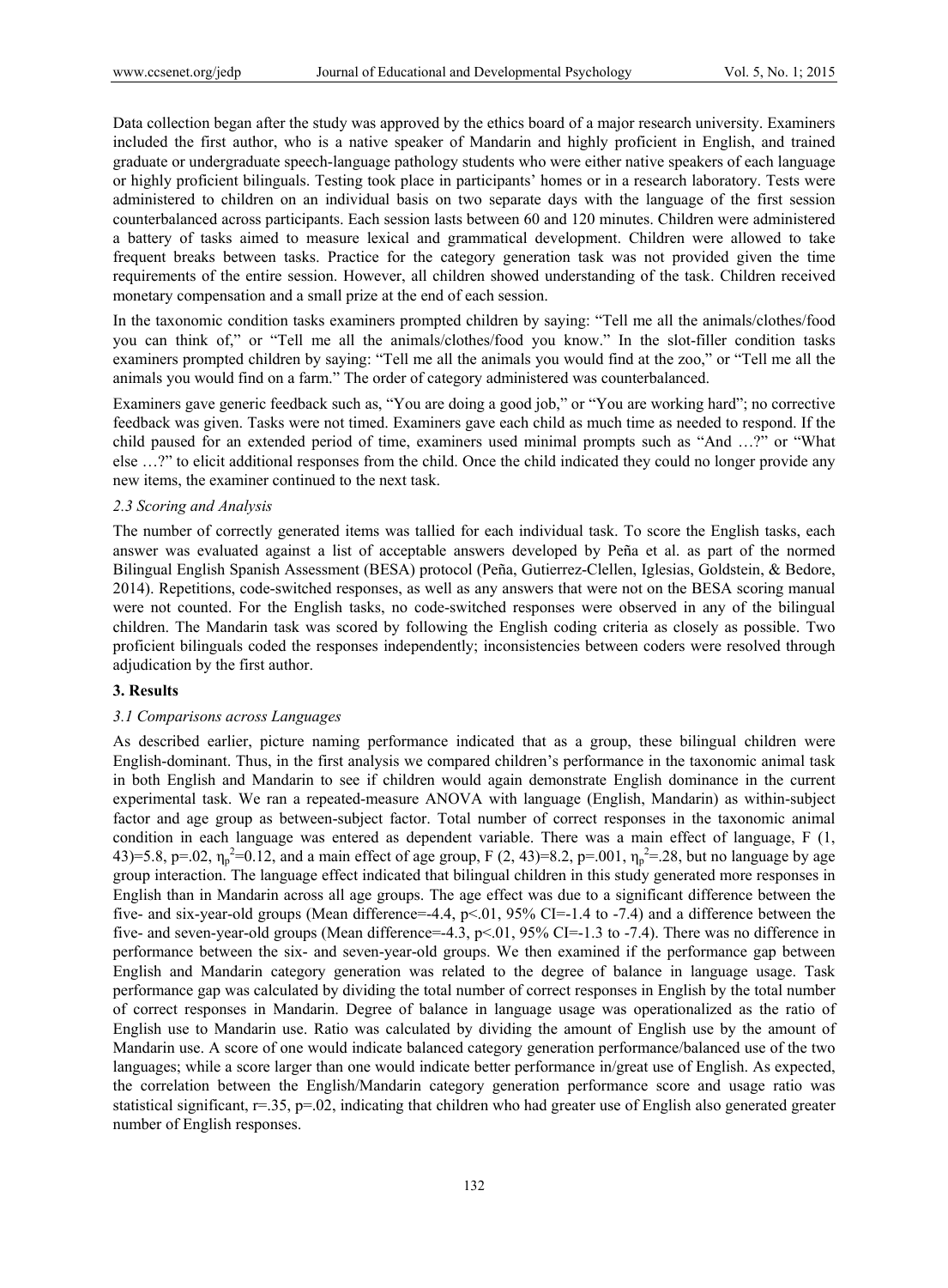Data collection began after the study was approved by the ethics board of a major research university. Examiners included the first author, who is a native speaker of Mandarin and highly proficient in English, and trained graduate or undergraduate speech-language pathology students who were either native speakers of each language or highly proficient bilinguals. Testing took place in participants' homes or in a research laboratory. Tests were administered to children on an individual basis on two separate days with the language of the first session counterbalanced across participants. Each session lasts between 60 and 120 minutes. Children were administered a battery of tasks aimed to measure lexical and grammatical development. Children were allowed to take frequent breaks between tasks. Practice for the category generation task was not provided given the time requirements of the entire session. However, all children showed understanding of the task. Children received monetary compensation and a small prize at the end of each session.

In the taxonomic condition tasks examiners prompted children by saying: "Tell me all the animals/clothes/food you can think of," or "Tell me all the animals/clothes/food you know." In the slot-filler condition tasks examiners prompted children by saying: "Tell me all the animals you would find at the zoo," or "Tell me all the animals you would find on a farm." The order of category administered was counterbalanced.

Examiners gave generic feedback such as, "You are doing a good job," or "You are working hard"; no corrective feedback was given. Tasks were not timed. Examiners gave each child as much time as needed to respond. If the child paused for an extended period of time, examiners used minimal prompts such as "And …?" or "What else …?" to elicit additional responses from the child. Once the child indicated they could no longer provide any new items, the examiner continued to the next task.

### *2.3 Scoring and Analysis*

The number of correctly generated items was tallied for each individual task. To score the English tasks, each answer was evaluated against a list of acceptable answers developed by Peña et al. as part of the normed Bilingual English Spanish Assessment (BESA) protocol (Peña, Gutierrez-Clellen, Iglesias, Goldstein, & Bedore, 2014). Repetitions, code-switched responses, as well as any answers that were not on the BESA scoring manual were not counted. For the English tasks, no code-switched responses were observed in any of the bilingual children. The Mandarin task was scored by following the English coding criteria as closely as possible. Two proficient bilinguals coded the responses independently; inconsistencies between coders were resolved through adjudication by the first author.

## 3. Results

### *3.1 Comparisons across Languages*

As described earlier, picture naming performance indicated that as a group, these bilingual children were English-dominant. Thus, in the first analysis we compared children's performance in the taxonomic animal task in both English and Mandarin to see if children would again demonstrate English dominance in the current experimental task. We ran a repeated-measure ANOVA with language (English, Mandarin) as within-subject factor and age group as between-subject factor. Total number of correct responses in the taxonomic animal condition in each language was entered as dependent variable. There was a main effect of language, $F(1, 43)=5.8$, $p=.02$, $\eta_p^2=0.12$, and a main effect of age group, $F(2, 43)=8.2$, $p=.001$, $\eta_p^2=.28$, but no language by age group interaction. The language effect indicated that bilingual children in this study generated more responses in English than in Mandarin across all age groups. The age effect was due to a significant difference between the five- and six-year-old groups (Mean difference=-4.4, $p<.01$, 95% CI=-1.4 to -7.4) and a difference between the five- and seven-year-old groups (Mean difference=-4.3, $p<.01$, 95% CI=-1.3 to -7.4). There was no difference in performance between the six- and seven-year-old groups. We then examined if the performance gap between English and Mandarin category generation was related to the degree of balance in language usage. Task performance gap was calculated by dividing the total number of correct responses in English by the total number of correct responses in Mandarin. Degree of balance in language usage was operationalized as the ratio of English use to Mandarin use. Ratio was calculated by dividing the amount of English use by the amount of Mandarin use. A score of one would indicate balanced category generation performance/balanced use of the two languages; while a score larger than one would indicate better performance in/great use of English. As expected, the correlation between the English/Mandarin category generation performance score and usage ratio was statistical significant, $r=.35$, $p=.02$, indicating that children who had greater use of English also generated greater number of English responses.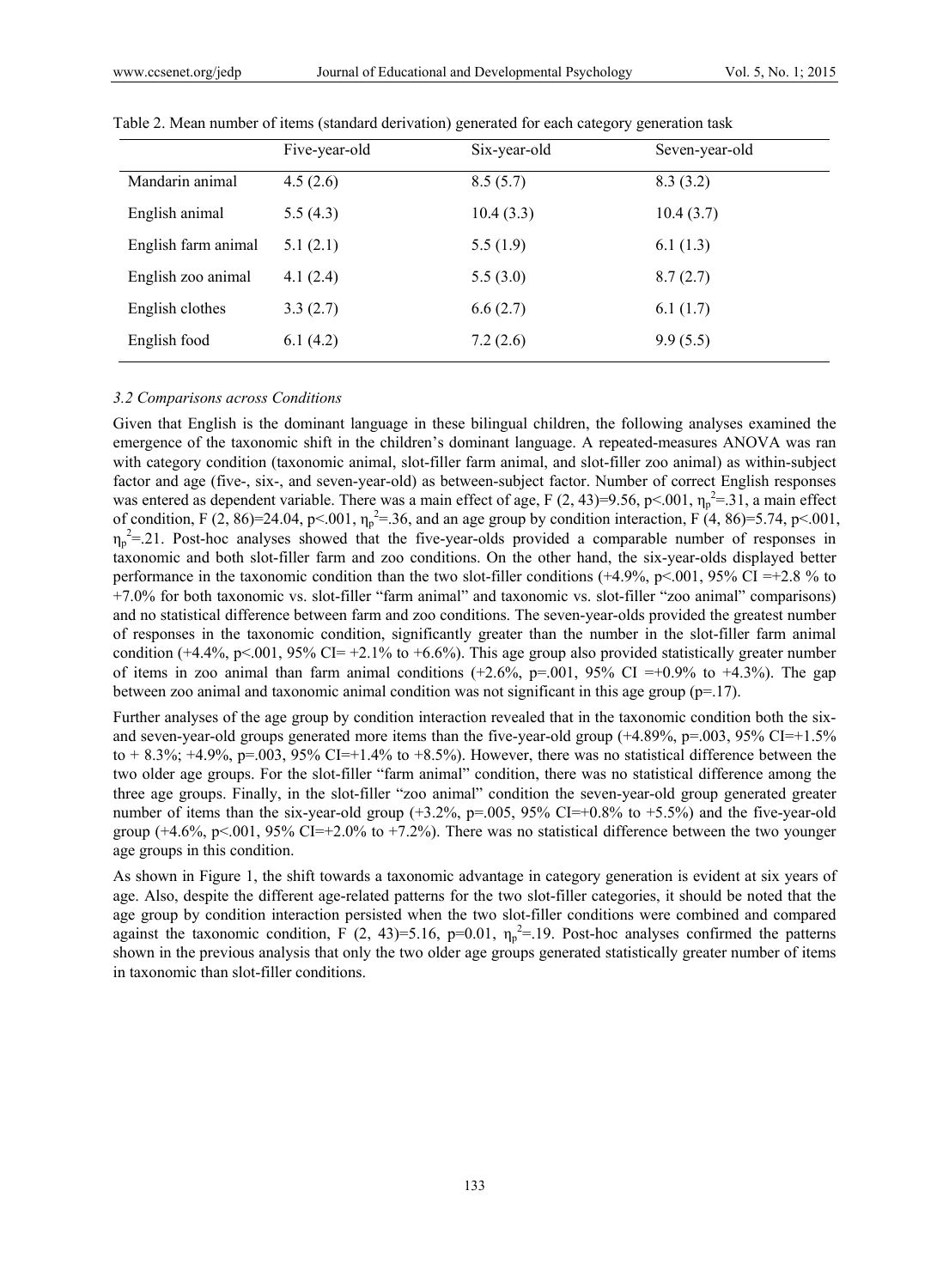Table 2. Mean number of items (standard derivation) generated for each category generation task

| | Five-year-old | Six-year-old | Seven-year-old |
|---|---|---|---|
| Mandarin animal | 4.5 (2.6) | 8.5 (5.7) | 8.3 (3.2) |
| English animal | 5.5 (4.3) | 10.4 (3.3) | 10.4 (3.7) |
| English farm animal | 5.1 (2.1) | 5.5 (1.9) | 6.1 (1.3) |
| English zoo animal | 4.1 (2.4) | 5.5 (3.0) | 8.7 (2.7) |
| English clothes | 3.3 (2.7) | 6.6 (2.7) | 6.1 (1.7) |
| English food | 6.1 (4.2) | 7.2 (2.6) | 9.9 (5.5) |

### *3.2 Comparisons across Conditions*

Given that English is the dominant language in these bilingual children, the following analyses examined the emergence of the taxonomic shift in the children's dominant language. A repeated-measures ANOVA was ran with category condition (taxonomic animal, slot-filler farm animal, and slot-filler zoo animal) as within-subject factor and age (five-, six-, and seven-year-old) as between-subject factor. Number of correct English responses was entered as dependent variable. There was a main effect of age, $F(2, 43)=9.56$, $p<.001$, $\eta_p^2=.31$, a main effect of condition, $F(2, 86)=24.04$, $p<.001$, $\eta_p^2=.36$, and an age group by condition interaction, $F(4, 86)=5.74$, $p<.001$, $\eta_p^2=.21$. Post-hoc analyses showed that the five-year-olds provided a comparable number of responses in taxonomic and both slot-filler farm and zoo conditions. On the other hand, the six-year-olds displayed better performance in the taxonomic condition than the two slot-filler conditions (+4.9%, $p<.001$, 95% CI =+2.8 % to +7.0% for both taxonomic vs. slot-filler "farm animal" and taxonomic vs. slot-filler "zoo animal" comparisons) and no statistical difference between farm and zoo conditions. The seven-year-olds provided the greatest number of responses in the taxonomic condition, significantly greater than the number in the slot-filler farm animal condition (+4.4%, $p<.001$, 95% CI= +2.1% to +6.6%). This age group also provided statistically greater number of items in zoo animal than farm animal conditions (+2.6%, $p=.001$, 95% CI =+0.9% to +4.3%). The gap between zoo animal and taxonomic animal condition was not significant in this age group ($p=.17$).

Further analyses of the age group by condition interaction revealed that in the taxonomic condition both the six- and seven-year-old groups generated more items than the five-year-old group (+4.89%, $p=.003$, 95% CI=+1.5% to + 8.3%; +4.9%, $p=.003$, 95% CI=+1.4% to +8.5%). However, there was no statistical difference between the two older age groups. For the slot-filler "farm animal" condition, there was no statistical difference among the three age groups. Finally, in the slot-filler "zoo animal" condition the seven-year-old group generated greater number of items than the six-year-old group (+3.2%, $p=.005$, 95% CI=+0.8% to +5.5%) and the five-year-old group (+4.6%, $p<.001$, 95% CI=+2.0% to +7.2%). There was no statistical difference between the two younger age groups in this condition.

As shown in Figure 1, the shift towards a taxonomic advantage in category generation is evident at six years of age. Also, despite the different age-related patterns for the two slot-filler categories, it should be noted that the age group by condition interaction persisted when the two slot-filler conditions were combined and compared against the taxonomic condition, $F(2, 43)=5.16$, $p=0.01$, $\eta_p^2=.19$. Post-hoc analyses confirmed the patterns shown in the previous analysis that only the two older age groups generated statistically greater number of items in taxonomic than slot-filler conditions.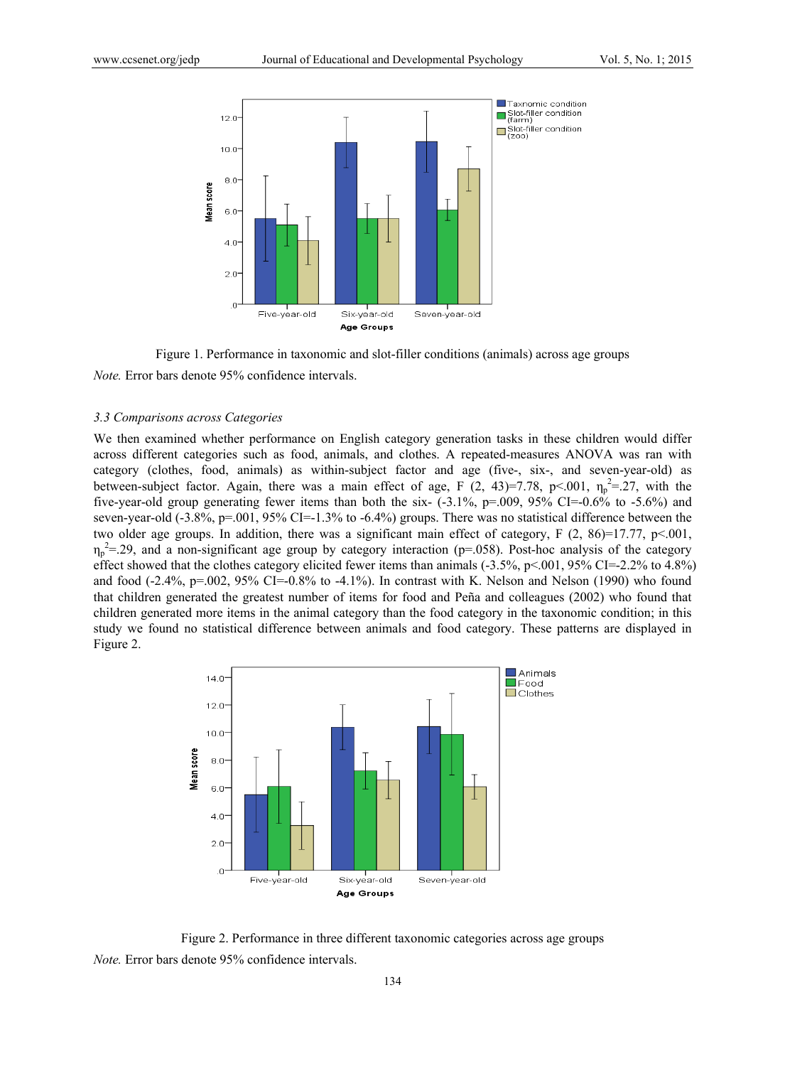Figure 1. Performance in taxonomic and slot-filler conditions (animals) across age groups

*Note.* Error bars denote 95% confidence intervals.

### *3.3 Comparisons across Categories*

We then examined whether performance on English category generation tasks in these children would differ across different categories such as food, animals, and clothes. A repeated-measures ANOVA was ran with category (clothes, food, animals) as within-subject factor and age (five-, six-, and seven-year-old) as between-subject factor. Again, there was a main effect of age, $F$ (2, 43)=7.78, $p<.001$, $\eta_p^2=.27$, with the five-year-old group generating fewer items than both the six- (-3.1%, $p=.009$, 95% CI=-0.6% to -5.6%) and seven-year-old (-3.8%, $p=.001$, 95% CI=-1.3% to -6.4%) groups. There was no statistical difference between the two older age groups. In addition, there was a significant main effect of category, $F$ (2, 86)=17.77, $p<.001$, $\eta_p^2=.29$, and a non-significant age group by category interaction ($p=.058$). Post-hoc analysis of the category effect showed that the clothes category elicited fewer items than animals (-3.5%, $p<.001$, 95% CI=-2.2% to 4.8%) and food (-2.4%, $p=.002$, 95% CI=-0.8% to -4.1%). In contrast with K. Nelson and Nelson (1990) who found that children generated the greatest number of items for food and Peña and colleagues (2002) who found that children generated more items in the animal category than the food category in the taxonomic condition; in this study we found no statistical difference between animals and food category. These patterns are displayed in Figure 2.

Figure 2. Performance in three different taxonomic categories across age groups

*Note.* Error bars denote 95% confidence intervals.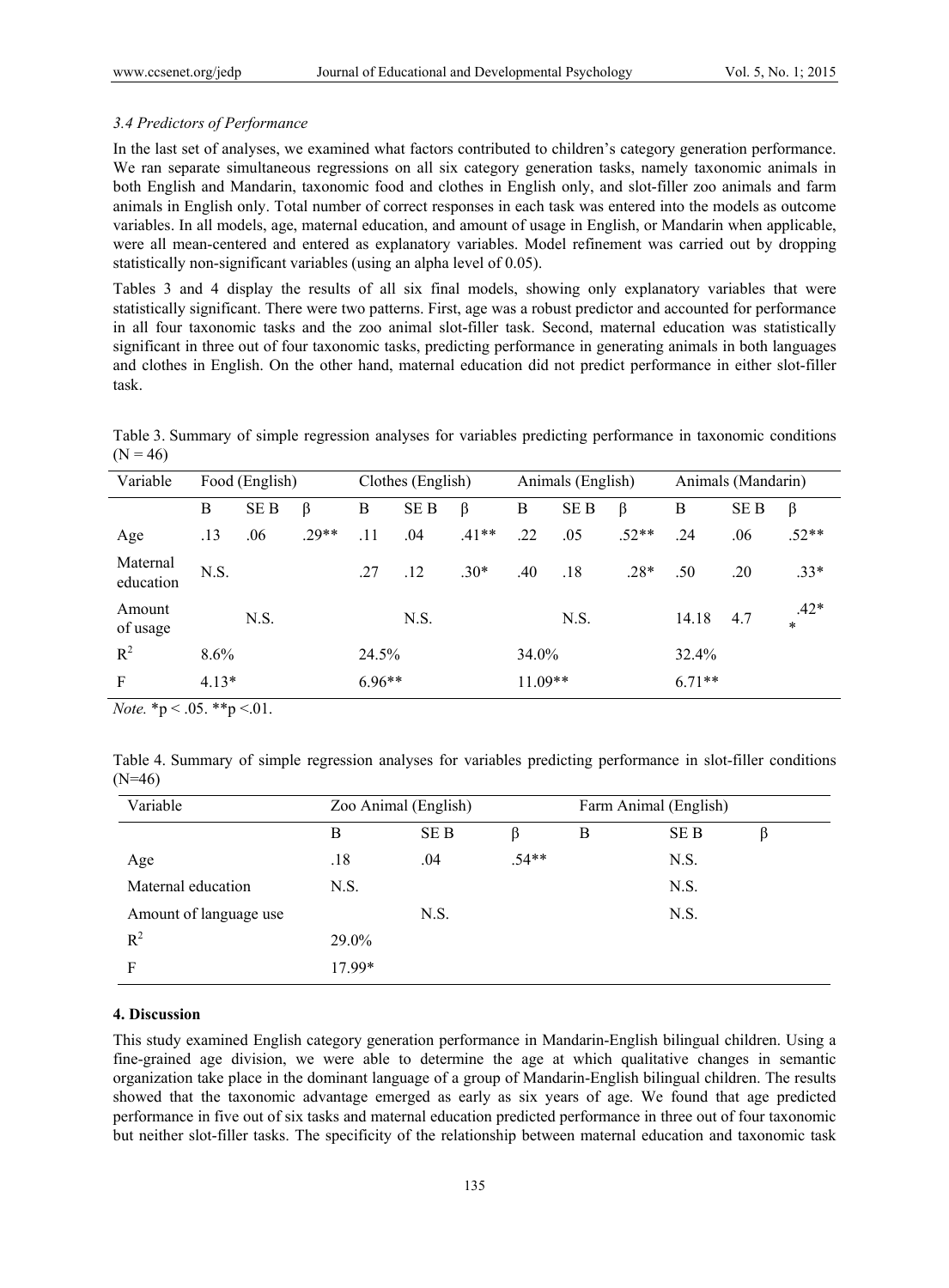### *3.4 Predictors of Performance*

In the last set of analyses, we examined what factors contributed to children's category generation performance. We ran separate simultaneous regressions on all six category generation tasks, namely taxonomic animals in both English and Mandarin, taxonomic food and clothes in English only, and slot-filler zoo animals and farm animals in English only. Total number of correct responses in each task was entered into the models as outcome variables. In all models, age, maternal education, and amount of usage in English, or Mandarin when applicable, were all mean-centered and entered as explanatory variables. Model refinement was carried out by dropping statistically non-significant variables (using an alpha level of 0.05).

Tables 3 and 4 display the results of all six final models, showing only explanatory variables that were statistically significant. There were two patterns. First, age was a robust predictor and accounted for performance in all four taxonomic tasks and the zoo animal slot-filler task. Second, maternal education was statistically significant in three out of four taxonomic tasks, predicting performance in generating animals in both languages and clothes in English. On the other hand, maternal education did not predict performance in either slot-filler task.

Table 3. Summary of simple regression analyses for variables predicting performance in taxonomic conditions (N = 46)

| Variable | Food (English) | | | Clothes (English) | | | Animals (English) | | | Animals (Mandarin) | | |
|---|---|---|---|---|---|---|---|---|---|---|---|---|
| | B | SE B | β | B | SE B | β | B | SE B | β | B | SE B | β |
| Age | .13 | .06 | .29** | .11 | .04 | .41** | .22 | .05 | .52** | .24 | .06 | .52** |
| Maternal education | N.S. | | | .27 | .12 | .30* | .40 | .18 | .28* | .50 | .20 | .33* |
| Amount of usage | | N.S. | | | N.S. | | | N.S. | | 14.18 | 4.7 | .42** |
| $R^2$ | 8.6% | | | 24.5% | | | 34.0% | | | 32.4% | | |
| F | 4.13* | | | 6.96** | | | 11.09** | | | 6.71** | | |

*Note.* \*p < .05. \*\*p <.01.

Table 4. Summary of simple regression analyses for variables predicting performance in slot-filler conditions (N=46)

| Variable | Zoo Animal (English) | | | Farm Animal (English) | | |
|---|---|---|---|---|---|---|
| | B | SE B | β | B | SE B | β |
| Age | .18 | .04 | .54** | | N.S. | |
| Maternal education | N.S. | | | | N.S. | |
| Amount of language use | | N.S. | | | N.S. | |
| $R^2$ | 29.0% | | | | | |
| F | 17.99* | | | | | |

## 4. Discussion

This study examined English category generation performance in Mandarin-English bilingual children. Using a fine-grained age division, we were able to determine the age at which qualitative changes in semantic organization take place in the dominant language of a group of Mandarin-English bilingual children. The results showed that the taxonomic advantage emerged as early as six years of age. We found that age predicted performance in five out of six tasks and maternal education predicted performance in three out of four taxonomic but neither slot-filler tasks. The specificity of the relationship between maternal education and taxonomic task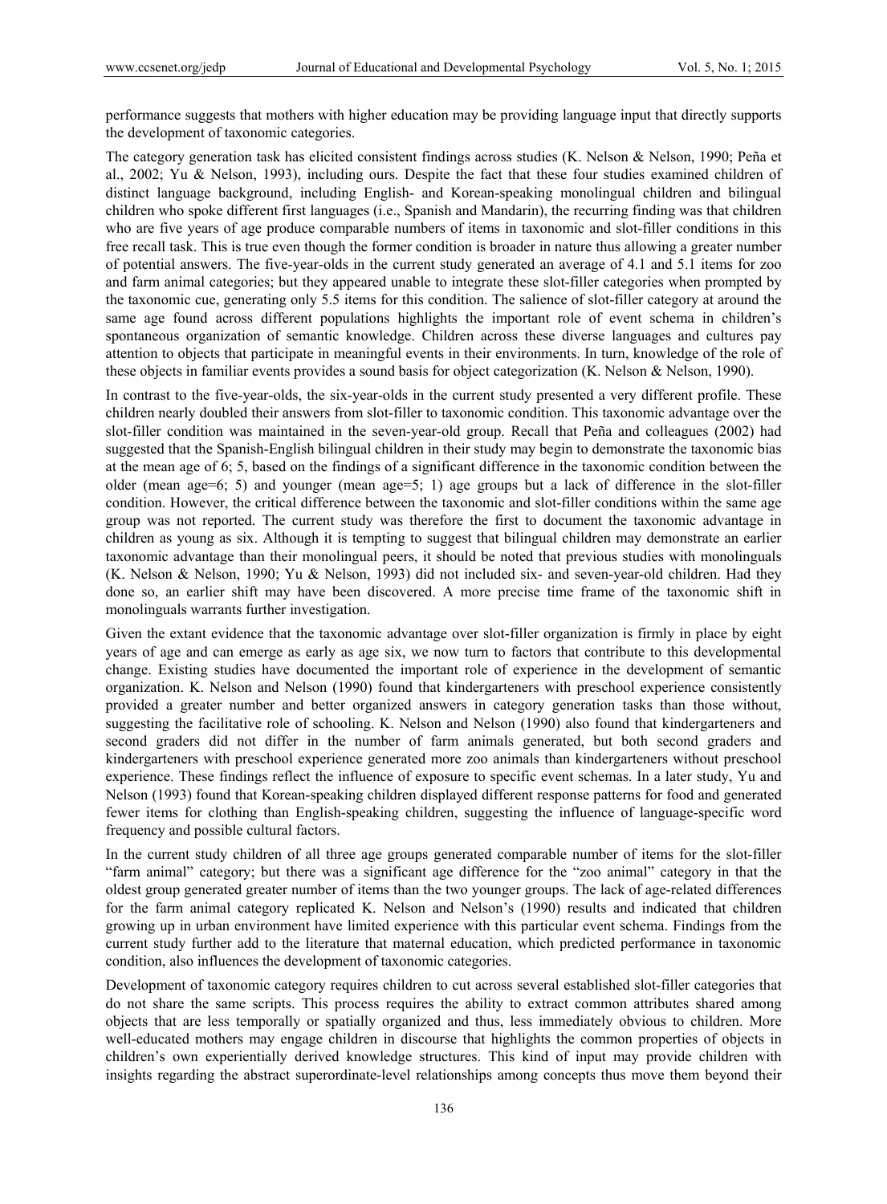performance suggests that mothers with higher education may be providing language input that directly supports the development of taxonomic categories.

The category generation task has elicited consistent findings across studies (K. Nelson & Nelson, 1990; Peña et al., 2002; Yu & Nelson, 1993), including ours. Despite the fact that these four studies examined children of distinct language background, including English- and Korean-speaking monolingual children and bilingual children who spoke different first languages (i.e., Spanish and Mandarin), the recurring finding was that children who are five years of age produce comparable numbers of items in taxonomic and slot-filler conditions in this free recall task. This is true even though the former condition is broader in nature thus allowing a greater number of potential answers. The five-year-olds in the current study generated an average of 4.1 and 5.1 items for zoo and farm animal categories; but they appeared unable to integrate these slot-filler categories when prompted by the taxonomic cue, generating only 5.5 items for this condition. The salience of slot-filler category at around the same age found across different populations highlights the important role of event schema in children's spontaneous organization of semantic knowledge. Children across these diverse languages and cultures pay attention to objects that participate in meaningful events in their environments. In turn, knowledge of the role of these objects in familiar events provides a sound basis for object categorization (K. Nelson & Nelson, 1990).

In contrast to the five-year-olds, the six-year-olds in the current study presented a very different profile. These children nearly doubled their answers from slot-filler to taxonomic condition. This taxonomic advantage over the slot-filler condition was maintained in the seven-year-old group. Recall that Peña and colleagues (2002) had suggested that the Spanish-English bilingual children in their study may begin to demonstrate the taxonomic bias at the mean age of 6; 5, based on the findings of a significant difference in the taxonomic condition between the older (mean age=6; 5) and younger (mean age=5; 1) age groups but a lack of difference in the slot-filler condition. However, the critical difference between the taxonomic and slot-filler conditions within the same age group was not reported. The current study was therefore the first to document the taxonomic advantage in children as young as six. Although it is tempting to suggest that bilingual children may demonstrate an earlier taxonomic advantage than their monolingual peers, it should be noted that previous studies with monolinguals (K. Nelson & Nelson, 1990; Yu & Nelson, 1993) did not included six- and seven-year-old children. Had they done so, an earlier shift may have been discovered. A more precise time frame of the taxonomic shift in monolinguals warrants further investigation.

Given the extant evidence that the taxonomic advantage over slot-filler organization is firmly in place by eight years of age and can emerge as early as age six, we now turn to factors that contribute to this developmental change. Existing studies have documented the important role of experience in the development of semantic organization. K. Nelson and Nelson (1990) found that kindergarteners with preschool experience consistently provided a greater number and better organized answers in category generation tasks than those without, suggesting the facilitative role of schooling. K. Nelson and Nelson (1990) also found that kindergarteners and second graders did not differ in the number of farm animals generated, but both second graders and kindergarteners with preschool experience generated more zoo animals than kindergarteners without preschool experience. These findings reflect the influence of exposure to specific event schemas. In a later study, Yu and Nelson (1993) found that Korean-speaking children displayed different response patterns for food and generated fewer items for clothing than English-speaking children, suggesting the influence of language-specific word frequency and possible cultural factors.

In the current study children of all three age groups generated comparable number of items for the slot-filler "farm animal" category; but there was a significant age difference for the "zoo animal" category in that the oldest group generated greater number of items than the two younger groups. The lack of age-related differences for the farm animal category replicated K. Nelson and Nelson's (1990) results and indicated that children growing up in urban environment have limited experience with this particular event schema. Findings from the current study further add to the literature that maternal education, which predicted performance in taxonomic condition, also influences the development of taxonomic categories.

Development of taxonomic category requires children to cut across several established slot-filler categories that do not share the same scripts. This process requires the ability to extract common attributes shared among objects that are less temporally or spatially organized and thus, less immediately obvious to children. More well-educated mothers may engage children in discourse that highlights the common properties of objects in children's own experientially derived knowledge structures. This kind of input may provide children with insights regarding the abstract superordinate-level relationships among concepts thus move them beyond their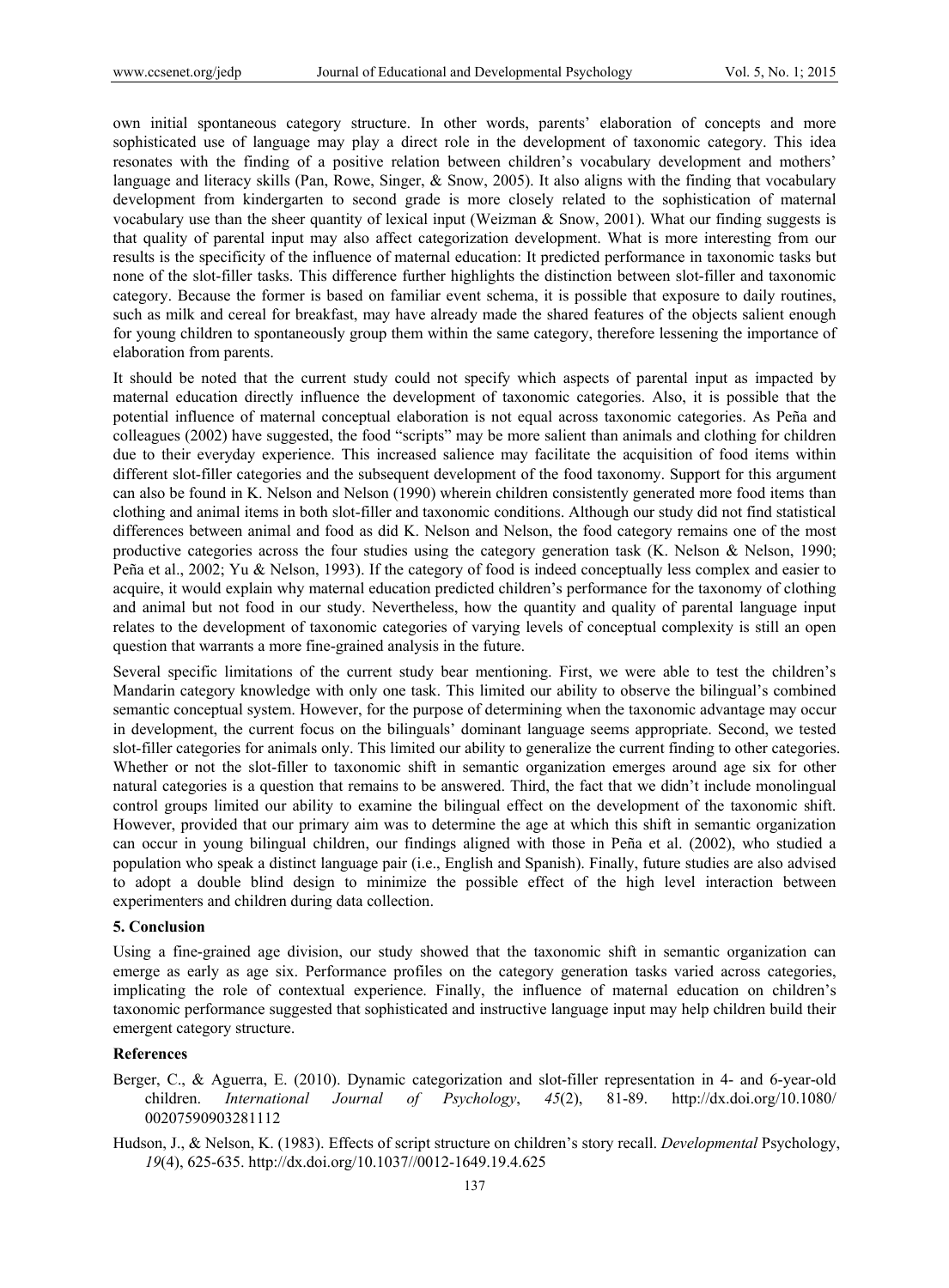own initial spontaneous category structure. In other words, parents' elaboration of concepts and more sophisticated use of language may play a direct role in the development of taxonomic category. This idea resonates with the finding of a positive relation between children's vocabulary development and mothers' language and literacy skills (Pan, Rowe, Singer, & Snow, 2005). It also aligns with the finding that vocabulary development from kindergarten to second grade is more closely related to the sophistication of maternal vocabulary use than the sheer quantity of lexical input (Weizman & Snow, 2001). What our finding suggests is that quality of parental input may also affect categorization development. What is more interesting from our results is the specificity of the influence of maternal education: It predicted performance in taxonomic tasks but none of the slot-filler tasks. This difference further highlights the distinction between slot-filler and taxonomic category. Because the former is based on familiar event schema, it is possible that exposure to daily routines, such as milk and cereal for breakfast, may have already made the shared features of the objects salient enough for young children to spontaneously group them within the same category, therefore lessening the importance of elaboration from parents.

It should be noted that the current study could not specify which aspects of parental input as impacted by maternal education directly influence the development of taxonomic categories. Also, it is possible that the potential influence of maternal conceptual elaboration is not equal across taxonomic categories. As Peña and colleagues (2002) have suggested, the food "scripts" may be more salient than animals and clothing for children due to their everyday experience. This increased salience may facilitate the acquisition of food items within different slot-filler categories and the subsequent development of the food taxonomy. Support for this argument can also be found in K. Nelson and Nelson (1990) wherein children consistently generated more food items than clothing and animal items in both slot-filler and taxonomic conditions. Although our study did not find statistical differences between animal and food as did K. Nelson and Nelson, the food category remains one of the most productive categories across the four studies using the category generation task (K. Nelson & Nelson, 1990; Peña et al., 2002; Yu & Nelson, 1993). If the category of food is indeed conceptually less complex and easier to acquire, it would explain why maternal education predicted children's performance for the taxonomy of clothing and animal but not food in our study. Nevertheless, how the quantity and quality of parental language input relates to the development of taxonomic categories of varying levels of conceptual complexity is still an open question that warrants a more fine-grained analysis in the future.

Several specific limitations of the current study bear mentioning. First, we were able to test the children's Mandarin category knowledge with only one task. This limited our ability to observe the bilingual's combined semantic conceptual system. However, for the purpose of determining when the taxonomic advantage may occur in development, the current focus on the bilinguals' dominant language seems appropriate. Second, we tested slot-filler categories for animals only. This limited our ability to generalize the current finding to other categories. Whether or not the slot-filler to taxonomic shift in semantic organization emerges around age six for other natural categories is a question that remains to be answered. Third, the fact that we didn't include monolingual control groups limited our ability to examine the bilingual effect on the development of the taxonomic shift. However, provided that our primary aim was to determine the age at which this shift in semantic organization can occur in young bilingual children, our findings aligned with those in Peña et al. (2002), who studied a population who speak a distinct language pair (i.e., English and Spanish). Finally, future studies are also advised to adopt a double blind design to minimize the possible effect of the high level interaction between experimenters and children during data collection.

## 5. Conclusion

Using a fine-grained age division, our study showed that the taxonomic shift in semantic organization can emerge as early as age six. Performance profiles on the category generation tasks varied across categories, implicating the role of contextual experience. Finally, the influence of maternal education on children's taxonomic performance suggested that sophisticated and instructive language input may help children build their emergent category structure.

## References

Berger, C., & Aguerra, E. (2010). Dynamic categorization and slot-filler representation in 4- and 6-year-old children. *International Journal of Psychology*, *45*(2), 81-89. http://dx.doi.org/10.1080/00207590903281112

Hudson, J., & Nelson, K. (1983). Effects of script structure on children's story recall. *Developmental* Psychology, *19*(4), 625-635. http://dx.doi.org/10.1037//0012-1649.19.4.625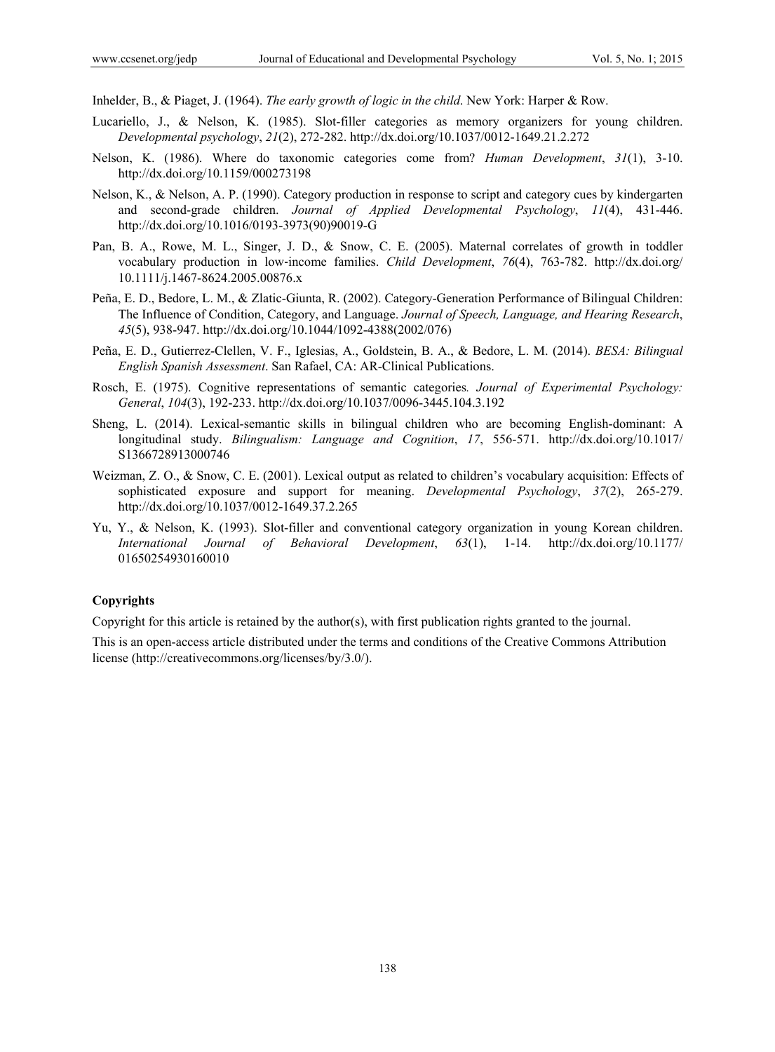Inhelder, B., & Piaget, J. (1964). *The early growth of logic in the child*. New York: Harper & Row.

Lucariello, J., & Nelson, K. (1985). Slot-filler categories as memory organizers for young children. *Developmental psychology*, *21*(2), 272-282. http://dx.doi.org/10.1037/0012-1649.21.2.272

Nelson, K. (1986). Where do taxonomic categories come from? *Human Development*, *31*(1), 3-10. http://dx.doi.org/10.1159/000273198

Nelson, K., & Nelson, A. P. (1990). Category production in response to script and category cues by kindergarten and second-grade children. *Journal of Applied Developmental Psychology*, *11*(4), 431-446. http://dx.doi.org/10.1016/0193-3973(90)90019-G

Pan, B. A., Rowe, M. L., Singer, J. D., & Snow, C. E. (2005). Maternal correlates of growth in toddler vocabulary production in low-income families. *Child Development*, *76*(4), 763-782. http://dx.doi.org/10.1111/j.1467-8624.2005.00876.x

Peña, E. D., Bedore, L. M., & Zlatic-Giunta, R. (2002). Category-Generation Performance of Bilingual Children: The Influence of Condition, Category, and Language. *Journal of Speech, Language, and Hearing Research*, *45*(5), 938-947. http://dx.doi.org/10.1044/1092-4388(2002/076)

Peña, E. D., Gutierrez-Clellen, V. F., Iglesias, A., Goldstein, B. A., & Bedore, L. M. (2014). *BESA: Bilingual English Spanish Assessment*. San Rafael, CA: AR-Clinical Publications.

Rosch, E. (1975). Cognitive representations of semantic categories*. Journal of Experimental Psychology: General*, *104*(3), 192-233. http://dx.doi.org/10.1037/0096-3445.104.3.192

Sheng, L. (2014). Lexical-semantic skills in bilingual children who are becoming English-dominant: A longitudinal study. *Bilingualism: Language and Cognition*, *17*, 556-571. http://dx.doi.org/10.1017/S1366728913000746

Weizman, Z. O., & Snow, C. E. (2001). Lexical output as related to children's vocabulary acquisition: Effects of sophisticated exposure and support for meaning. *Developmental Psychology*, *37*(2), 265-279. http://dx.doi.org/10.1037/0012-1649.37.2.265

Yu, Y., & Nelson, K. (1993). Slot-filler and conventional category organization in young Korean children. *International Journal of Behavioral Development*, *63*(1), 1-14. http://dx.doi.org/10.1177/016502549301600l0

**Copyrights**

Copyright for this article is retained by the author(s), with first publication rights granted to the journal.

This is an open-access article distributed under the terms and conditions of the Creative Commons Attribution license (http://creativecommons.org/licenses/by/3.0/).